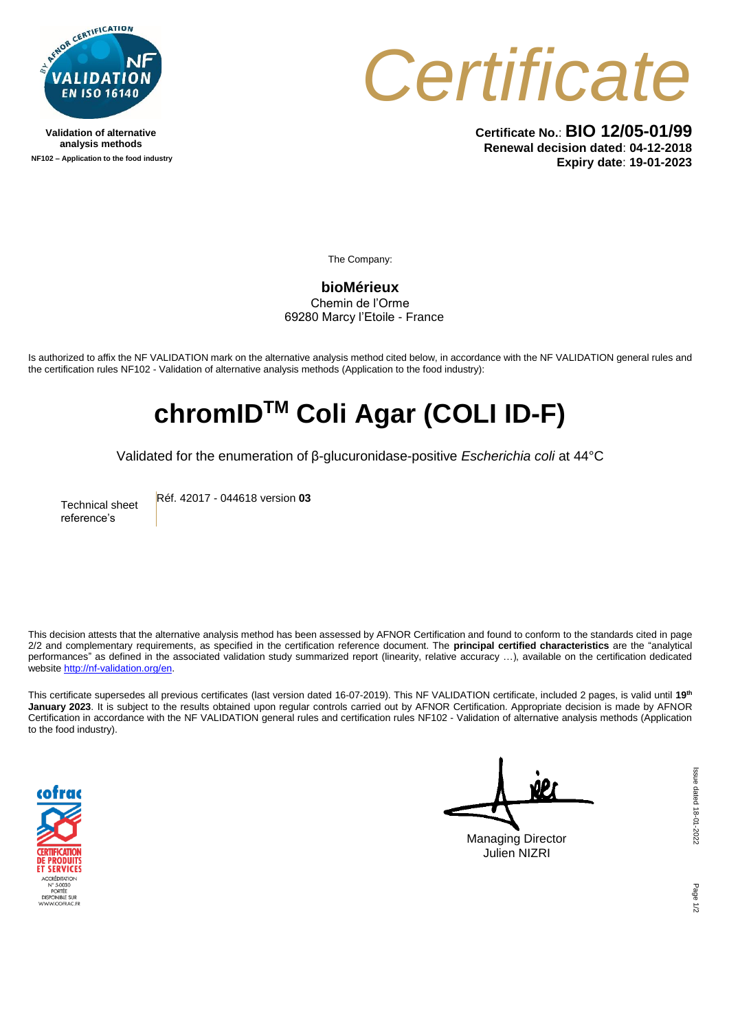Validation of alternative analysis methods

NF102 – Application to the food industry

# Certificate

**Certificate No.**: **BIO 12/05-01/99**
**Renewal decision dated**: **04-12-2018**
**Expiry date**: **19-01-2023**

The Company:

**bioMérieux**
Chemin de l'Orme
69280 Marcy l'Etoile - France

Is authorized to affix the NF VALIDATION mark on the alternative analysis method cited below, in accordance with the NF VALIDATION general rules and the certification rules NF102 - Validation of alternative analysis methods (Application to the food industry):

# chromID™ Coli Agar (COLI ID-F)

Validated for the enumeration of β-glucuronidase-positive *Escherichia coli* at 44°C

| Technical sheet reference's | Réf. 42017 - 044618 version **03** |
|---|---|

This decision attests that the alternative analysis method has been assessed by AFNOR Certification and found to conform to the standards cited in page 2/2 and complementary requirements, as specified in the certification reference document. The **principal certified characteristics** are the "analytical performances" as defined in the associated validation study summarized report (linearity, relative accuracy …), available on the certification dedicated website http://nf-validation.org/en.

This certificate supersedes all previous certificates (last version dated 16-07-2019). This NF VALIDATION certificate, included 2 pages, is valid until **19th January 2023**. It is subject to the results obtained upon regular controls carried out by AFNOR Certification. Appropriate decision is made by AFNOR Certification in accordance with the NF VALIDATION general rules and certification rules NF102 - Validation of alternative analysis methods (Application to the food industry).

Managing Director
Julien NIZRI

Issue dated 18-01-2022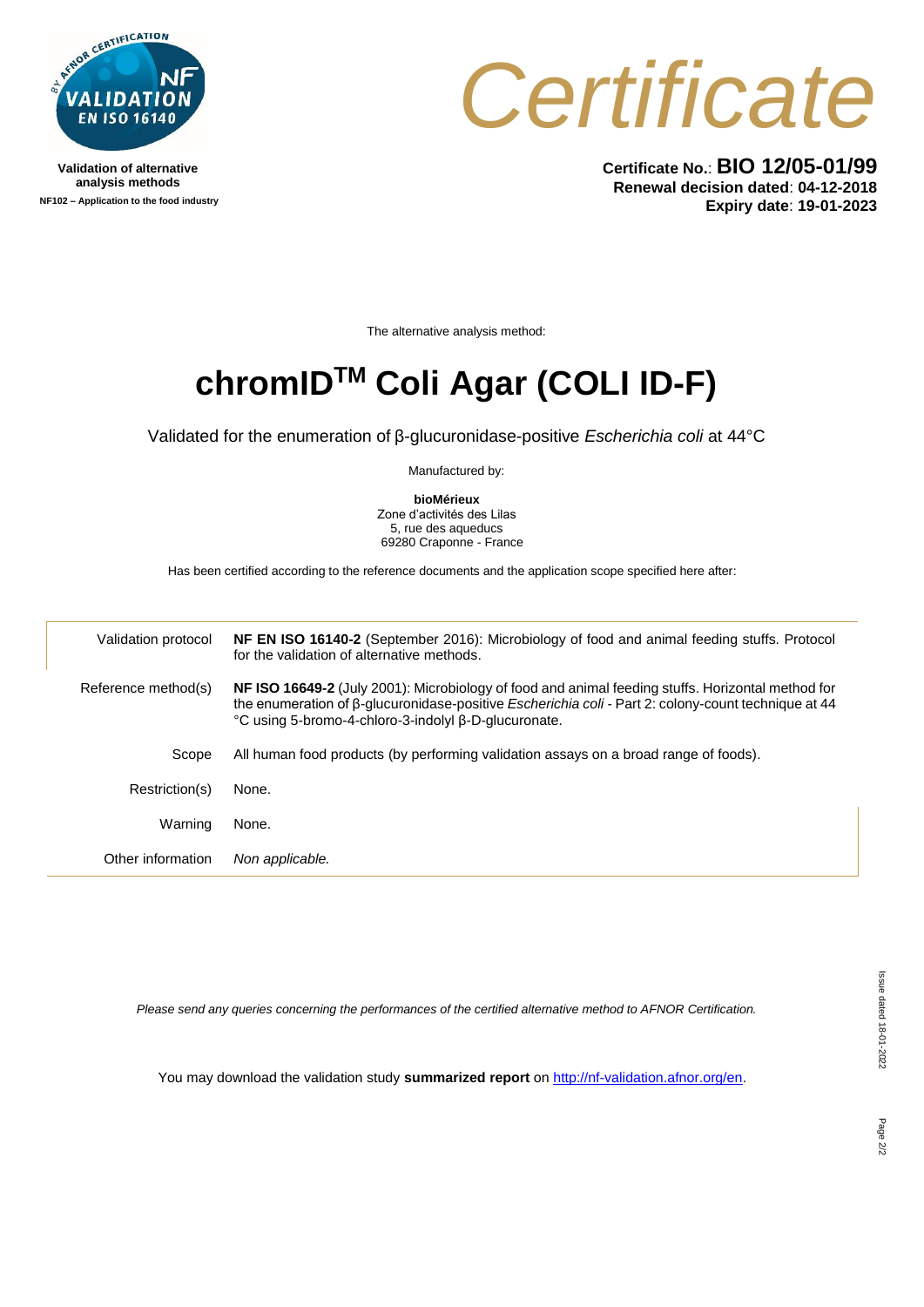Validation of alternative analysis methods

NF102 – Application to the food industry

# Certificate

**Certificate No.**: **BIO 12/05-01/99**
**Renewal decision dated**: **04-12-2018**
**Expiry date**: **19-01-2023**

The alternative analysis method:

# chromID™ Coli Agar (COLI ID-F)

Validated for the enumeration of β-glucuronidase-positive *Escherichia coli* at 44°C

Manufactured by:

**bioMérieux**
Zone d'activités des Lilas
5, rue des aqueducs
69280 Craponne - France

Has been certified according to the reference documents and the application scope specified here after:

| | |
|---|---|
| Validation protocol | **NF EN ISO 16140-2** (September 2016): Microbiology of food and animal feeding stuffs. Protocol for the validation of alternative methods. |
| Reference method(s) | **NF ISO 16649-2** (July 2001): Microbiology of food and animal feeding stuffs. Horizontal method for the enumeration of β-glucuronidase-positive *Escherichia coli* - Part 2: colony-count technique at 44 °C using 5-bromo-4-chloro-3-indolyl β-D-glucuronate. |
| Scope | All human food products (by performing validation assays on a broad range of foods). |
| Restriction(s) | None. |
| Warning | None. |
| Other information | *Non applicable.* |

*Please send any queries concerning the performances of the certified alternative method to AFNOR Certification.*

You may download the validation study **summarized report** on http://nf-validation.afnor.org/en.

Issue dated 18-01-2022